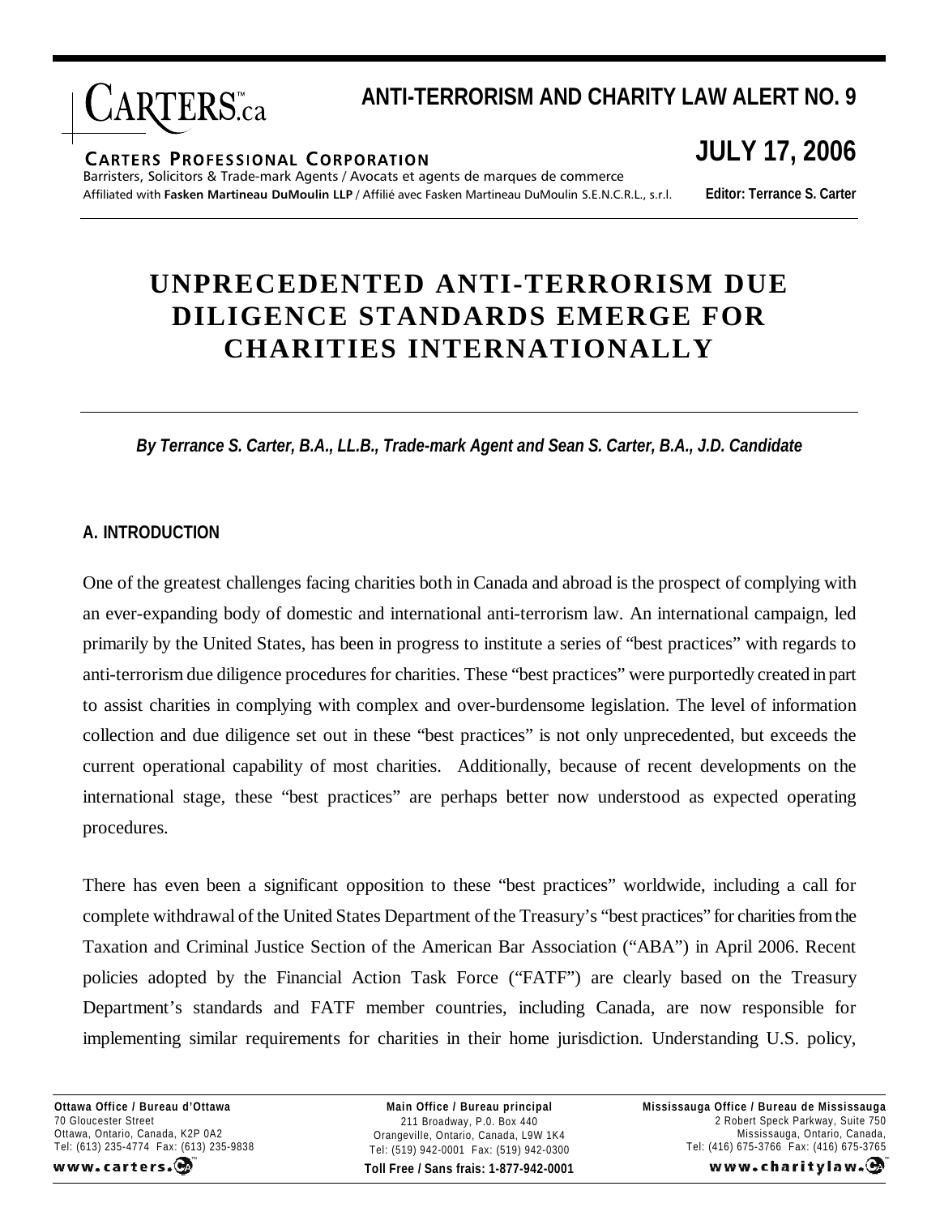# ANTI-TERRORISM AND CHARITY LAW ALERT NO. 9

**JULY 17, 2006**

**CARTERS PROFESSIONAL CORPORATION**
Barristers, Solicitors & Trade-mark Agents / Avocats et agents de marques de commerce
Affiliated with **Fasken Martineau DuMoulin LLP** / Affilié avec Fasken Martineau DuMoulin S.E.N.C.R.L., s.r.l.

**Editor: Terrance S. Carter**

# UNPRECEDENTED ANTI-TERRORISM DUE DILIGENCE STANDARDS EMERGE FOR CHARITIES INTERNATIONALLY

***By Terrance S. Carter, B.A., LL.B., Trade-mark Agent and Sean S. Carter, B.A., J.D. Candidate***

## A. INTRODUCTION

One of the greatest challenges facing charities both in Canada and abroad is the prospect of complying with an ever-expanding body of domestic and international anti-terrorism law. An international campaign, led primarily by the United States, has been in progress to institute a series of "best practices" with regards to anti-terrorism due diligence procedures for charities. These "best practices" were purportedly created in part to assist charities in complying with complex and over-burdensome legislation. The level of information collection and due diligence set out in these "best practices" is not only unprecedented, but exceeds the current operational capability of most charities. Additionally, because of recent developments on the international stage, these "best practices" are perhaps better now understood as expected operating procedures.

There has even been a significant opposition to these "best practices" worldwide, including a call for complete withdrawal of the United States Department of the Treasury's "best practices" for charities from the Taxation and Criminal Justice Section of the American Bar Association ("ABA") in April 2006. Recent policies adopted by the Financial Action Task Force ("FATF") are clearly based on the Treasury Department's standards and FATF member countries, including Canada, are now responsible for implementing similar requirements for charities in their home jurisdiction. Understanding U.S. policy,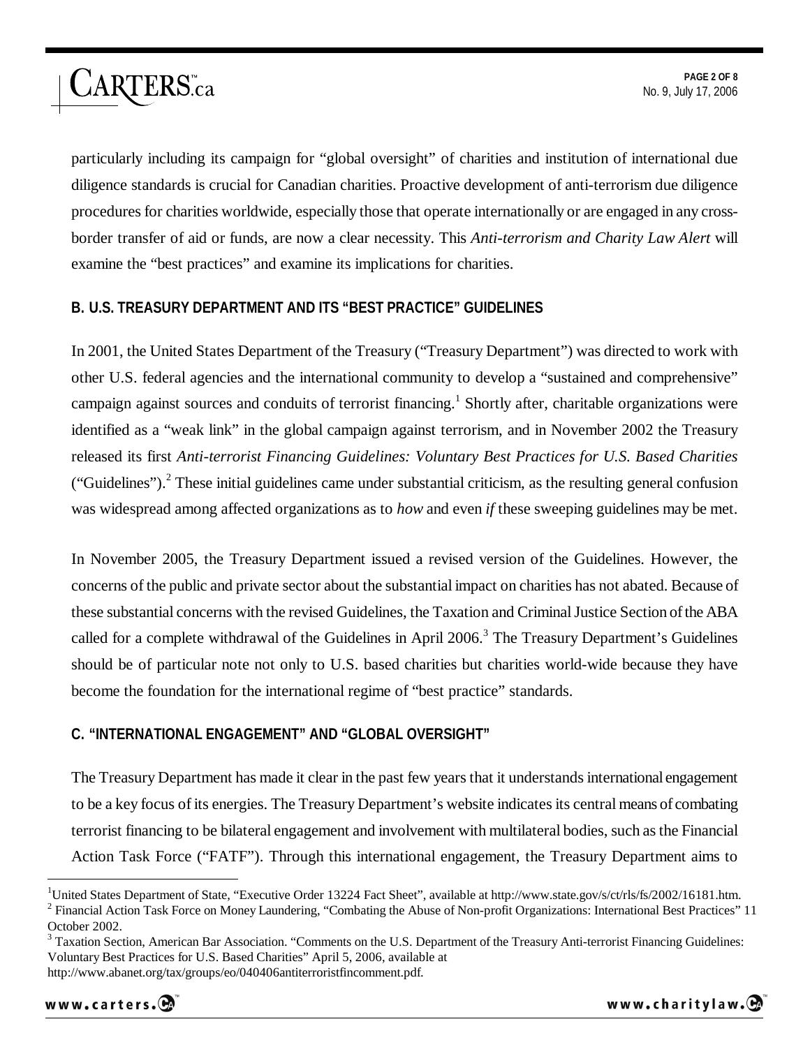particularly including its campaign for "global oversight" of charities and institution of international due diligence standards is crucial for Canadian charities. Proactive development of anti-terrorism due diligence procedures for charities worldwide, especially those that operate internationally or are engaged in any cross-border transfer of aid or funds, are now a clear necessity. This *Anti-terrorism and Charity Law Alert* will examine the "best practices" and examine its implications for charities.

## B. U.S. TREASURY DEPARTMENT AND ITS "BEST PRACTICE" GUIDELINES

In 2001, the United States Department of the Treasury ("Treasury Department") was directed to work with other U.S. federal agencies and the international community to develop a "sustained and comprehensive" campaign against sources and conduits of terrorist financing.[1] Shortly after, charitable organizations were identified as a "weak link" in the global campaign against terrorism, and in November 2002 the Treasury released its first *Anti-terrorist Financing Guidelines: Voluntary Best Practices for U.S. Based Charities* ("Guidelines").[2] These initial guidelines came under substantial criticism, as the resulting general confusion was widespread among affected organizations as to *how* and even *if* these sweeping guidelines may be met.

In November 2005, the Treasury Department issued a revised version of the Guidelines. However, the concerns of the public and private sector about the substantial impact on charities has not abated. Because of these substantial concerns with the revised Guidelines, the Taxation and Criminal Justice Section of the ABA called for a complete withdrawal of the Guidelines in April 2006.[3] The Treasury Department's Guidelines should be of particular note not only to U.S. based charities but charities world-wide because they have become the foundation for the international regime of "best practice" standards.

## C. "INTERNATIONAL ENGAGEMENT" AND "GLOBAL OVERSIGHT"

The Treasury Department has made it clear in the past few years that it understands international engagement to be a key focus of its energies. The Treasury Department's website indicates its central means of combating terrorist financing to be bilateral engagement and involvement with multilateral bodies, such as the Financial Action Task Force ("FATF"). Through this international engagement, the Treasury Department aims to

---

[1] United States Department of State, "Executive Order 13224 Fact Sheet", available at http://www.state.gov/s/ct/rls/fs/2002/16181.htm.

[2] Financial Action Task Force on Money Laundering, "Combating the Abuse of Non-profit Organizations: International Best Practices" 11 October 2002.

[3] Taxation Section, American Bar Association. "Comments on the U.S. Department of the Treasury Anti-terrorist Financing Guidelines: Voluntary Best Practices for U.S. Based Charities" April 5, 2006, available at http://www.abanet.org/tax/groups/eo/040406antiterroristfincomment.pdf.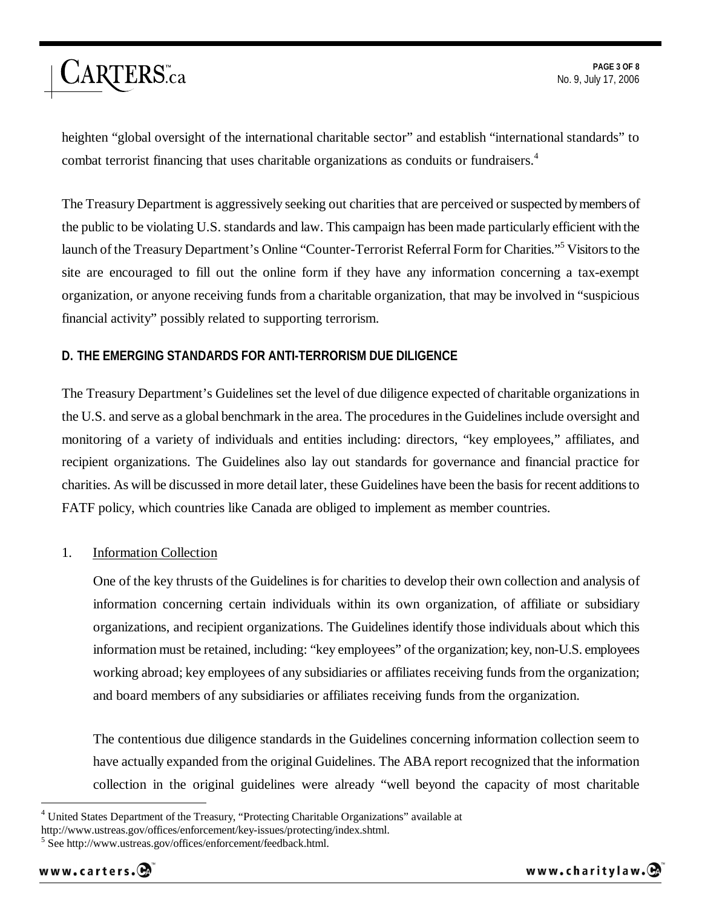heighten "global oversight of the international charitable sector" and establish "international standards" to combat terrorist financing that uses charitable organizations as conduits or fundraisers.[4]

The Treasury Department is aggressively seeking out charities that are perceived or suspected by members of the public to be violating U.S. standards and law. This campaign has been made particularly efficient with the launch of the Treasury Department's Online "Counter-Terrorist Referral Form for Charities."[5] Visitors to the site are encouraged to fill out the online form if they have any information concerning a tax-exempt organization, or anyone receiving funds from a charitable organization, that may be involved in "suspicious financial activity" possibly related to supporting terrorism.

### D. THE EMERGING STANDARDS FOR ANTI-TERRORISM DUE DILIGENCE

The Treasury Department's Guidelines set the level of due diligence expected of charitable organizations in the U.S. and serve as a global benchmark in the area. The procedures in the Guidelines include oversight and monitoring of a variety of individuals and entities including: directors, "key employees," affiliates, and recipient organizations. The Guidelines also lay out standards for governance and financial practice for charities. As will be discussed in more detail later, these Guidelines have been the basis for recent additions to FATF policy, which countries like Canada are obliged to implement as member countries.

1. Information Collection

One of the key thrusts of the Guidelines is for charities to develop their own collection and analysis of information concerning certain individuals within its own organization, of affiliate or subsidiary organizations, and recipient organizations. The Guidelines identify those individuals about which this information must be retained, including: "key employees" of the organization; key, non-U.S. employees working abroad; key employees of any subsidiaries or affiliates receiving funds from the organization; and board members of any subsidiaries or affiliates receiving funds from the organization.

The contentious due diligence standards in the Guidelines concerning information collection seem to have actually expanded from the original Guidelines. The ABA report recognized that the information collection in the original guidelines were already "well beyond the capacity of most charitable

[4] United States Department of the Treasury, "Protecting Charitable Organizations" available at http://www.ustreas.gov/offices/enforcement/key-issues/protecting/index.shtml.

[5] See http://www.ustreas.gov/offices/enforcement/feedback.html.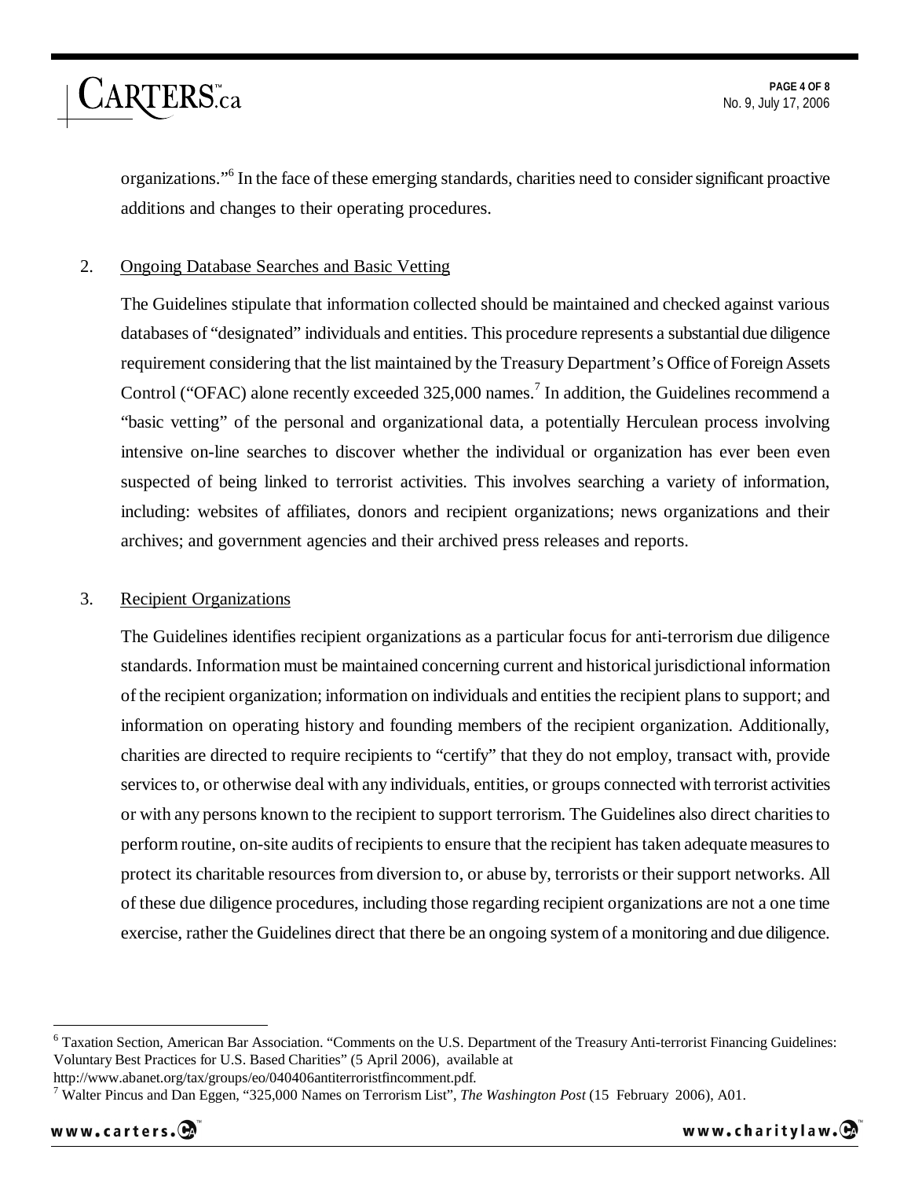organizations."[6] In the face of these emerging standards, charities need to consider significant proactive additions and changes to their operating procedures.

2. Ongoing Database Searches and Basic Vetting

The Guidelines stipulate that information collected should be maintained and checked against various databases of "designated" individuals and entities. This procedure represents a substantial due diligence requirement considering that the list maintained by the Treasury Department's Office of Foreign Assets Control ("OFAC) alone recently exceeded 325,000 names.[7] In addition, the Guidelines recommend a "basic vetting" of the personal and organizational data, a potentially Herculean process involving intensive on-line searches to discover whether the individual or organization has ever been even suspected of being linked to terrorist activities. This involves searching a variety of information, including: websites of affiliates, donors and recipient organizations; news organizations and their archives; and government agencies and their archived press releases and reports.

3. Recipient Organizations

The Guidelines identifies recipient organizations as a particular focus for anti-terrorism due diligence standards. Information must be maintained concerning current and historical jurisdictional information of the recipient organization; information on individuals and entities the recipient plans to support; and information on operating history and founding members of the recipient organization. Additionally, charities are directed to require recipients to "certify" that they do not employ, transact with, provide services to, or otherwise deal with any individuals, entities, or groups connected with terrorist activities or with any persons known to the recipient to support terrorism. The Guidelines also direct charities to perform routine, on-site audits of recipients to ensure that the recipient has taken adequate measures to protect its charitable resources from diversion to, or abuse by, terrorists or their support networks. All of these due diligence procedures, including those regarding recipient organizations are not a one time exercise, rather the Guidelines direct that there be an ongoing system of a monitoring and due diligence.

---

[6] Taxation Section, American Bar Association. "Comments on the U.S. Department of the Treasury Anti-terrorist Financing Guidelines: Voluntary Best Practices for U.S. Based Charities" (5 April 2006), available at http://www.abanet.org/tax/groups/eo/040406antiterroristfincomment.pdf.

[7] Walter Pincus and Dan Eggen, "325,000 Names on Terrorism List", *The Washington Post* (15 February 2006), A01.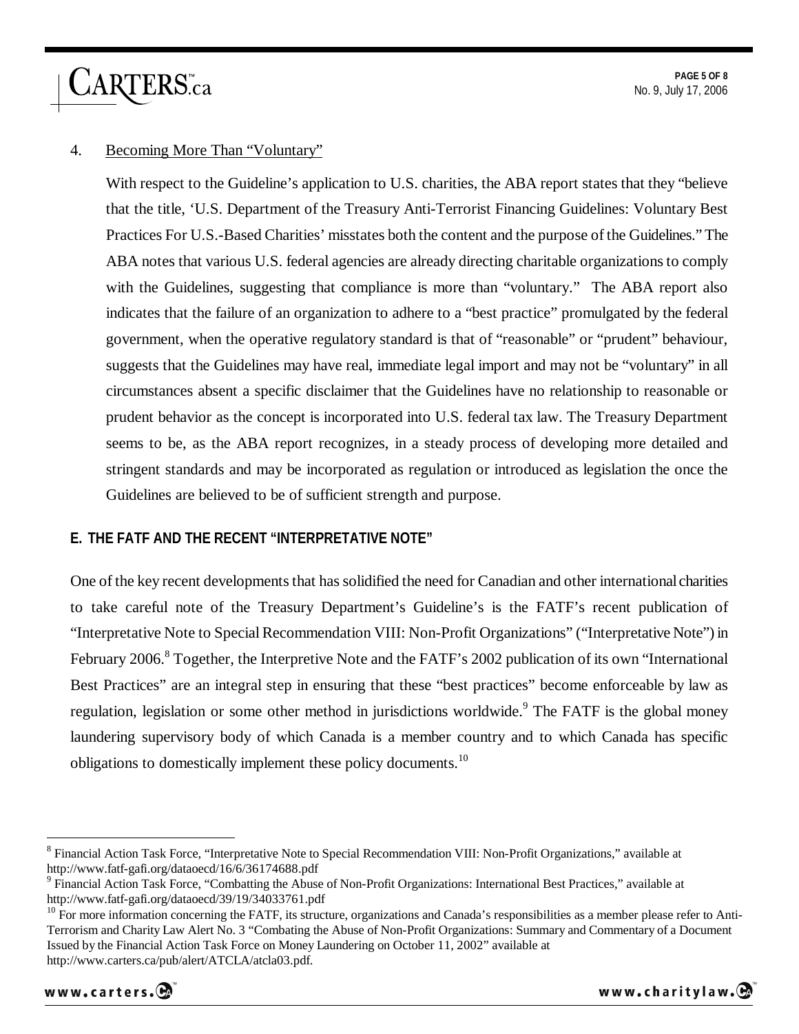4. Becoming More Than "Voluntary"

With respect to the Guideline's application to U.S. charities, the ABA report states that they "believe that the title, 'U.S. Department of the Treasury Anti-Terrorist Financing Guidelines: Voluntary Best Practices For U.S.-Based Charities' misstates both the content and the purpose of the Guidelines." The ABA notes that various U.S. federal agencies are already directing charitable organizations to comply with the Guidelines, suggesting that compliance is more than "voluntary." The ABA report also indicates that the failure of an organization to adhere to a "best practice" promulgated by the federal government, when the operative regulatory standard is that of "reasonable" or "prudent" behaviour, suggests that the Guidelines may have real, immediate legal import and may not be "voluntary" in all circumstances absent a specific disclaimer that the Guidelines have no relationship to reasonable or prudent behavior as the concept is incorporated into U.S. federal tax law. The Treasury Department seems to be, as the ABA report recognizes, in a steady process of developing more detailed and stringent standards and may be incorporated as regulation or introduced as legislation the once the Guidelines are believed to be of sufficient strength and purpose.

## E. THE FATF AND THE RECENT "INTERPRETATIVE NOTE"

One of the key recent developments that has solidified the need for Canadian and other international charities to take careful note of the Treasury Department's Guideline's is the FATF's recent publication of "Interpretative Note to Special Recommendation VIII: Non-Profit Organizations" ("Interpretative Note") in February 2006.[8] Together, the Interpretive Note and the FATF's 2002 publication of its own "International Best Practices" are an integral step in ensuring that these "best practices" become enforceable by law as regulation, legislation or some other method in jurisdictions worldwide.[9] The FATF is the global money laundering supervisory body of which Canada is a member country and to which Canada has specific obligations to domestically implement these policy documents.[10]

---

[8] Financial Action Task Force, "Interpretative Note to Special Recommendation VIII: Non-Profit Organizations," available at http://www.fatf-gafi.org/dataoecd/16/6/36174688.pdf

[9] Financial Action Task Force, "Combatting the Abuse of Non-Profit Organizations: International Best Practices," available at http://www.fatf-gafi.org/dataoecd/39/19/34033761.pdf

[10] For more information concerning the FATF, its structure, organizations and Canada's responsibilities as a member please refer to Anti-Terrorism and Charity Law Alert No. 3 "Combating the Abuse of Non-Profit Organizations: Summary and Commentary of a Document Issued by the Financial Action Task Force on Money Laundering on October 11, 2002" available at http://www.carters.ca/pub/alert/ATCLA/atcla03.pdf.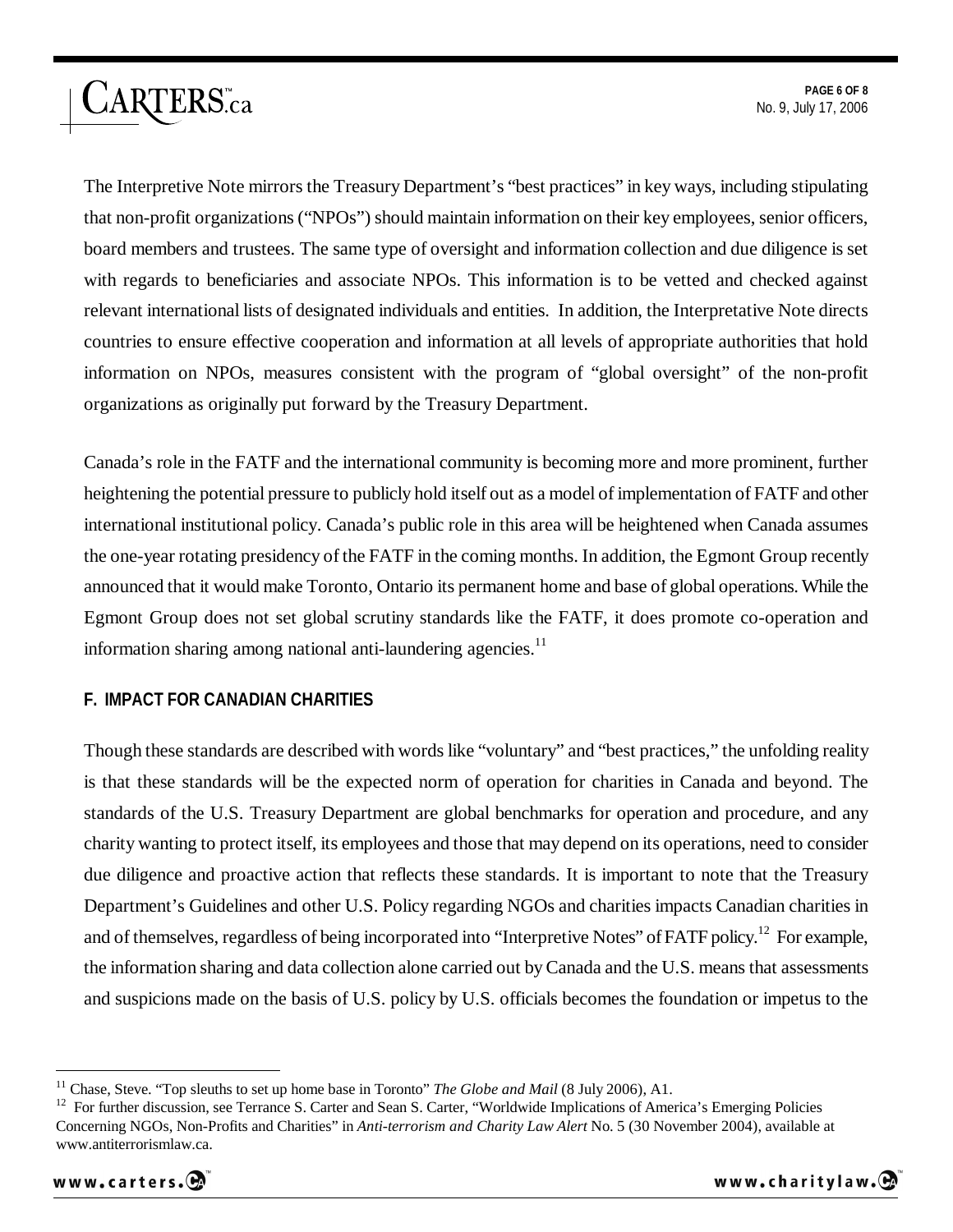The Interpretive Note mirrors the Treasury Department's "best practices" in key ways, including stipulating that non-profit organizations ("NPOs") should maintain information on their key employees, senior officers, board members and trustees. The same type of oversight and information collection and due diligence is set with regards to beneficiaries and associate NPOs. This information is to be vetted and checked against relevant international lists of designated individuals and entities. In addition, the Interpretative Note directs countries to ensure effective cooperation and information at all levels of appropriate authorities that hold information on NPOs, measures consistent with the program of "global oversight" of the non-profit organizations as originally put forward by the Treasury Department.

Canada's role in the FATF and the international community is becoming more and more prominent, further heightening the potential pressure to publicly hold itself out as a model of implementation of FATF and other international institutional policy. Canada's public role in this area will be heightened when Canada assumes the one-year rotating presidency of the FATF in the coming months. In addition, the Egmont Group recently announced that it would make Toronto, Ontario its permanent home and base of global operations. While the Egmont Group does not set global scrutiny standards like the FATF, it does promote co-operation and information sharing among national anti-laundering agencies.[11]

## F. IMPACT FOR CANADIAN CHARITIES

Though these standards are described with words like "voluntary" and "best practices," the unfolding reality is that these standards will be the expected norm of operation for charities in Canada and beyond. The standards of the U.S. Treasury Department are global benchmarks for operation and procedure, and any charity wanting to protect itself, its employees and those that may depend on its operations, need to consider due diligence and proactive action that reflects these standards. It is important to note that the Treasury Department's Guidelines and other U.S. Policy regarding NGOs and charities impacts Canadian charities in and of themselves, regardless of being incorporated into "Interpretive Notes" of FATF policy.[12] For example, the information sharing and data collection alone carried out by Canada and the U.S. means that assessments and suspicions made on the basis of U.S. policy by U.S. officials becomes the foundation or impetus to the

---

[11] Chase, Steve. "Top sleuths to set up home base in Toronto" *The Globe and Mail* (8 July 2006), A1.

[12] For further discussion, see Terrance S. Carter and Sean S. Carter, "Worldwide Implications of America's Emerging Policies Concerning NGOs, Non-Profits and Charities" in *Anti-terrorism and Charity Law Alert* No. 5 (30 November 2004), available at www.antiterrorismlaw.ca.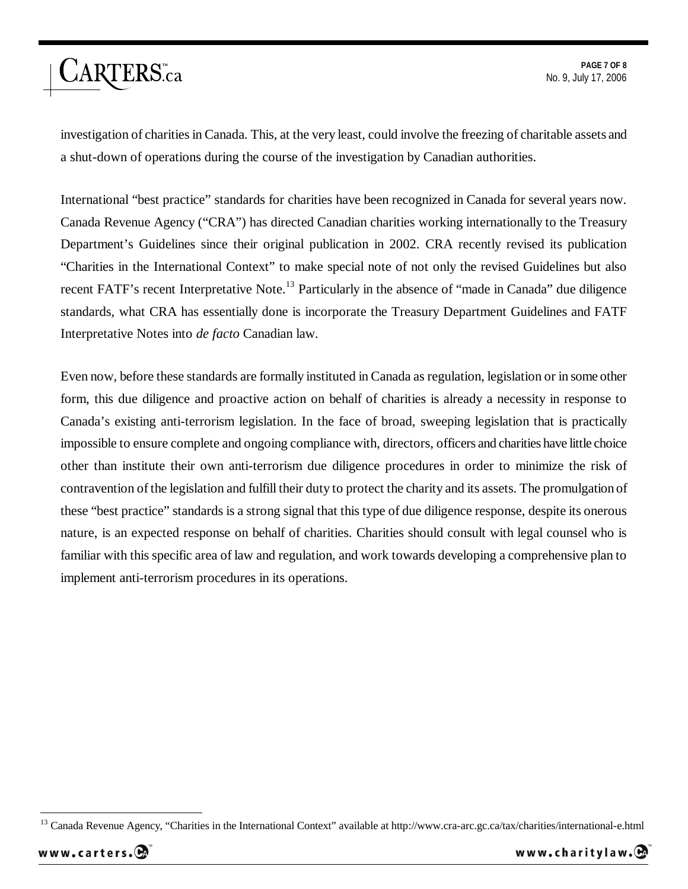investigation of charities in Canada. This, at the very least, could involve the freezing of charitable assets and a shut-down of operations during the course of the investigation by Canadian authorities.

International "best practice" standards for charities have been recognized in Canada for several years now. Canada Revenue Agency ("CRA") has directed Canadian charities working internationally to the Treasury Department's Guidelines since their original publication in 2002. CRA recently revised its publication "Charities in the International Context" to make special note of not only the revised Guidelines but also recent FATF's recent Interpretative Note.[13] Particularly in the absence of "made in Canada" due diligence standards, what CRA has essentially done is incorporate the Treasury Department Guidelines and FATF Interpretative Notes into *de facto* Canadian law.

Even now, before these standards are formally instituted in Canada as regulation, legislation or in some other form, this due diligence and proactive action on behalf of charities is already a necessity in response to Canada's existing anti-terrorism legislation. In the face of broad, sweeping legislation that is practically impossible to ensure complete and ongoing compliance with, directors, officers and charities have little choice other than institute their own anti-terrorism due diligence procedures in order to minimize the risk of contravention of the legislation and fulfill their duty to protect the charity and its assets. The promulgation of these "best practice" standards is a strong signal that this type of due diligence response, despite its onerous nature, is an expected response on behalf of charities. Charities should consult with legal counsel who is familiar with this specific area of law and regulation, and work towards developing a comprehensive plan to implement anti-terrorism procedures in its operations.

---

[13] Canada Revenue Agency, "Charities in the International Context" available at http://www.cra-arc.gc.ca/tax/charities/international-e.html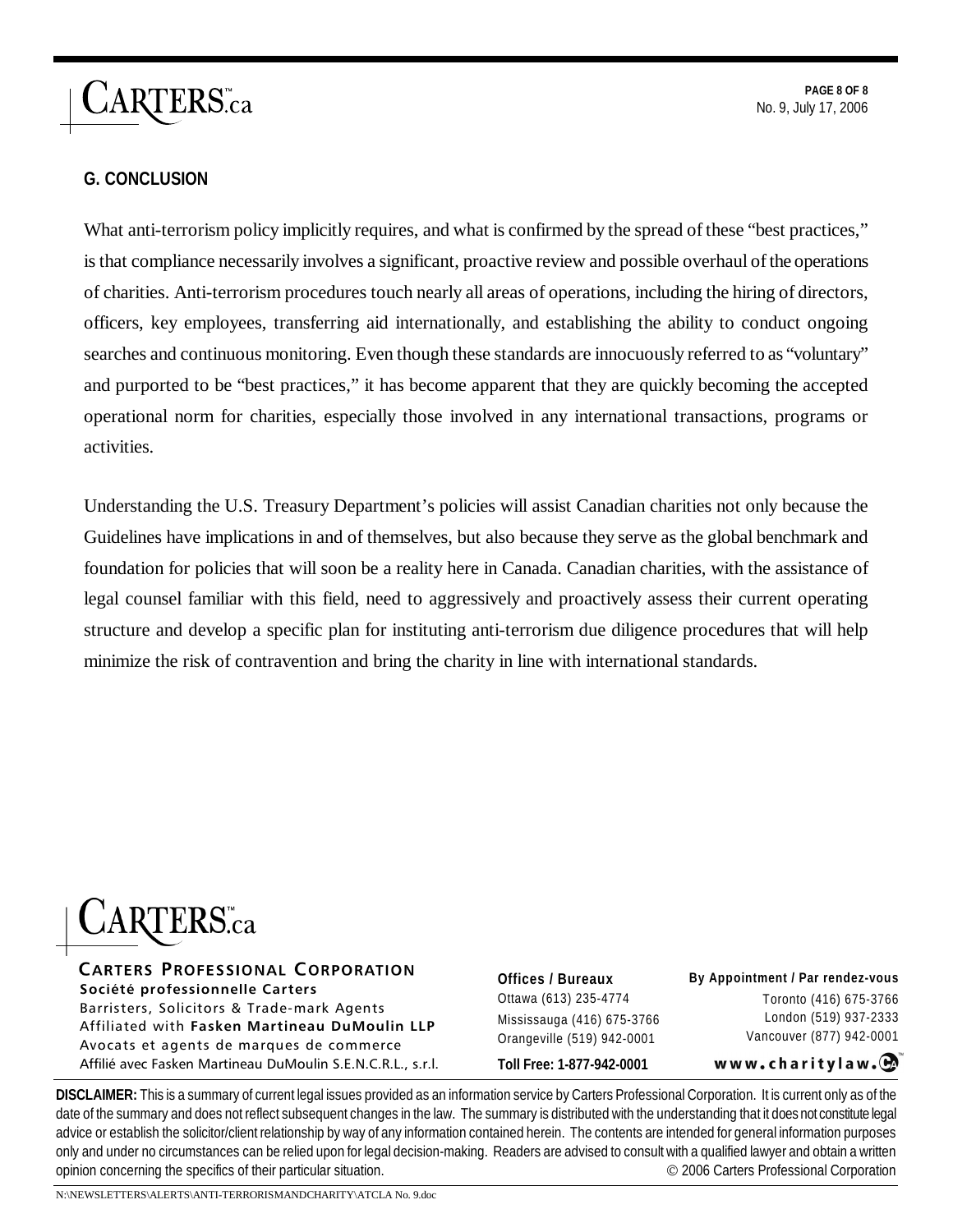## G. CONCLUSION

What anti-terrorism policy implicitly requires, and what is confirmed by the spread of these "best practices," is that compliance necessarily involves a significant, proactive review and possible overhaul of the operations of charities. Anti-terrorism procedures touch nearly all areas of operations, including the hiring of directors, officers, key employees, transferring aid internationally, and establishing the ability to conduct ongoing searches and continuous monitoring. Even though these standards are innocuously referred to as "voluntary" and purported to be "best practices," it has become apparent that they are quickly becoming the accepted operational norm for charities, especially those involved in any international transactions, programs or activities.

Understanding the U.S. Treasury Department's policies will assist Canadian charities not only because the Guidelines have implications in and of themselves, but also because they serve as the global benchmark and foundation for policies that will soon be a reality here in Canada. Canadian charities, with the assistance of legal counsel familiar with this field, need to aggressively and proactively assess their current operating structure and develop a specific plan for instituting anti-terrorism due diligence procedures that will help minimize the risk of contravention and bring the charity in line with international standards.

CARTERS.ca

**CARTERS PROFESSIONAL CORPORATION**
**Société professionnelle Carters**
Barristers, Solicitors & Trade-mark Agents
Affiliated with **Fasken Martineau DuMoulin LLP**
Avocats et agents de marques de commerce
Affilié avec Fasken Martineau DuMoulin S.E.N.C.R.L., s.r.l.

**Offices / Bureaux**
Ottawa (613) 235-4774
Mississauga (416) 675-3766
Orangeville (519) 942-0001
**Toll Free: 1-877-942-0001**

**By Appointment / Par rendez-vous**
Toronto (416) 675-3766
London (519) 937-2333
Vancouver (877) 942-0001
**www.charitylaw.ca**

**DISCLAIMER:** This is a summary of current legal issues provided as an information service by Carters Professional Corporation. It is current only as of the date of the summary and does not reflect subsequent changes in the law. The summary is distributed with the understanding that it does not constitute legal advice or establish the solicitor/client relationship by way of any information contained herein. The contents are intended for general information purposes only and under no circumstances can be relied upon for legal decision-making. Readers are advised to consult with a qualified lawyer and obtain a written opinion concerning the specifics of their particular situation. © 2006 Carters Professional Corporation

N:\NEWSLETTERS\ALERTS\ANTI-TERRORISMANDCHARITY\ATCLA No. 9.doc